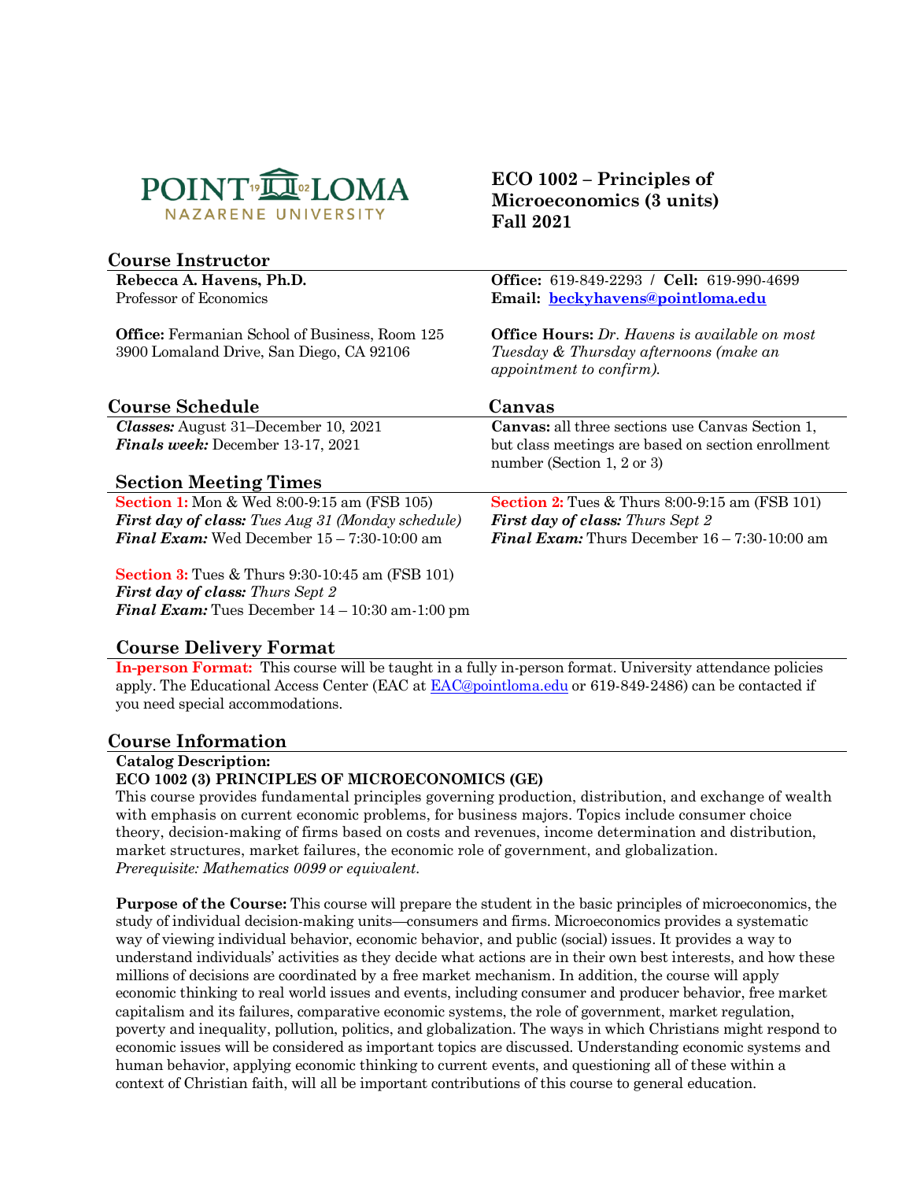# ECO 1002 – Principles of Microeconomics (3 units)
# Fall 2021

## Course Instructor

**Rebecca A. Havens, Ph.D.**
Professor of Economics

**Office:** 619-849-2293 / **Cell:** 619-990-4699
**Email:** **beckyhavens@pointloma.edu**

**Office:** Fermanian School of Business, Room 125
3900 Lomaland Drive, San Diego, CA 92106

**Office Hours:** *Dr. Havens is available on most Tuesday & Thursday afternoons (make an appointment to confirm).*

## Course Schedule

***Classes:*** August 31–December 10, 2021
***Finals week:*** December 13-17, 2021

## Canvas

**Canvas:** all three sections use Canvas Section 1, but class meetings are based on section enrollment number (Section 1, 2 or 3)

## Section Meeting Times

**Section 1:** Mon & Wed 8:00-9:15 am (FSB 105)
***First day of class:*** *Tues Aug 31 (Monday schedule)*
***Final Exam:*** Wed December 15 – 7:30-10:00 am

**Section 2:** Tues & Thurs 8:00-9:15 am (FSB 101)
***First day of class:*** *Thurs Sept 2*
***Final Exam:*** Thurs December 16 – 7:30-10:00 am

**Section 3:** Tues & Thurs 9:30-10:45 am (FSB 101)
***First day of class:*** *Thurs Sept 2*
***Final Exam:*** Tues December 14 – 10:30 am-1:00 pm

## Course Delivery Format

**In-person Format:** This course will be taught in a fully in-person format. University attendance policies apply. The Educational Access Center (EAC at EAC@pointloma.edu or 619-849-2486) can be contacted if you need special accommodations.

## Course Information

**Catalog Description:**

**ECO 1002 (3) PRINCIPLES OF MICROECONOMICS (GE)**

This course provides fundamental principles governing production, distribution, and exchange of wealth with emphasis on current economic problems, for business majors. Topics include consumer choice theory, decision-making of firms based on costs and revenues, income determination and distribution, market structures, market failures, the economic role of government, and globalization.
*Prerequisite: Mathematics 0099 or equivalent.*

**Purpose of the Course:** This course will prepare the student in the basic principles of microeconomics, the study of individual decision-making units—consumers and firms. Microeconomics provides a systematic way of viewing individual behavior, economic behavior, and public (social) issues. It provides a way to understand individuals' activities as they decide what actions are in their own best interests, and how these millions of decisions are coordinated by a free market mechanism. In addition, the course will apply economic thinking to real world issues and events, including consumer and producer behavior, free market capitalism and its failures, comparative economic systems, the role of government, market regulation, poverty and inequality, pollution, politics, and globalization. The ways in which Christians might respond to economic issues will be considered as important topics are discussed. Understanding economic systems and human behavior, applying economic thinking to current events, and questioning all of these within a context of Christian faith, will all be important contributions of this course to general education.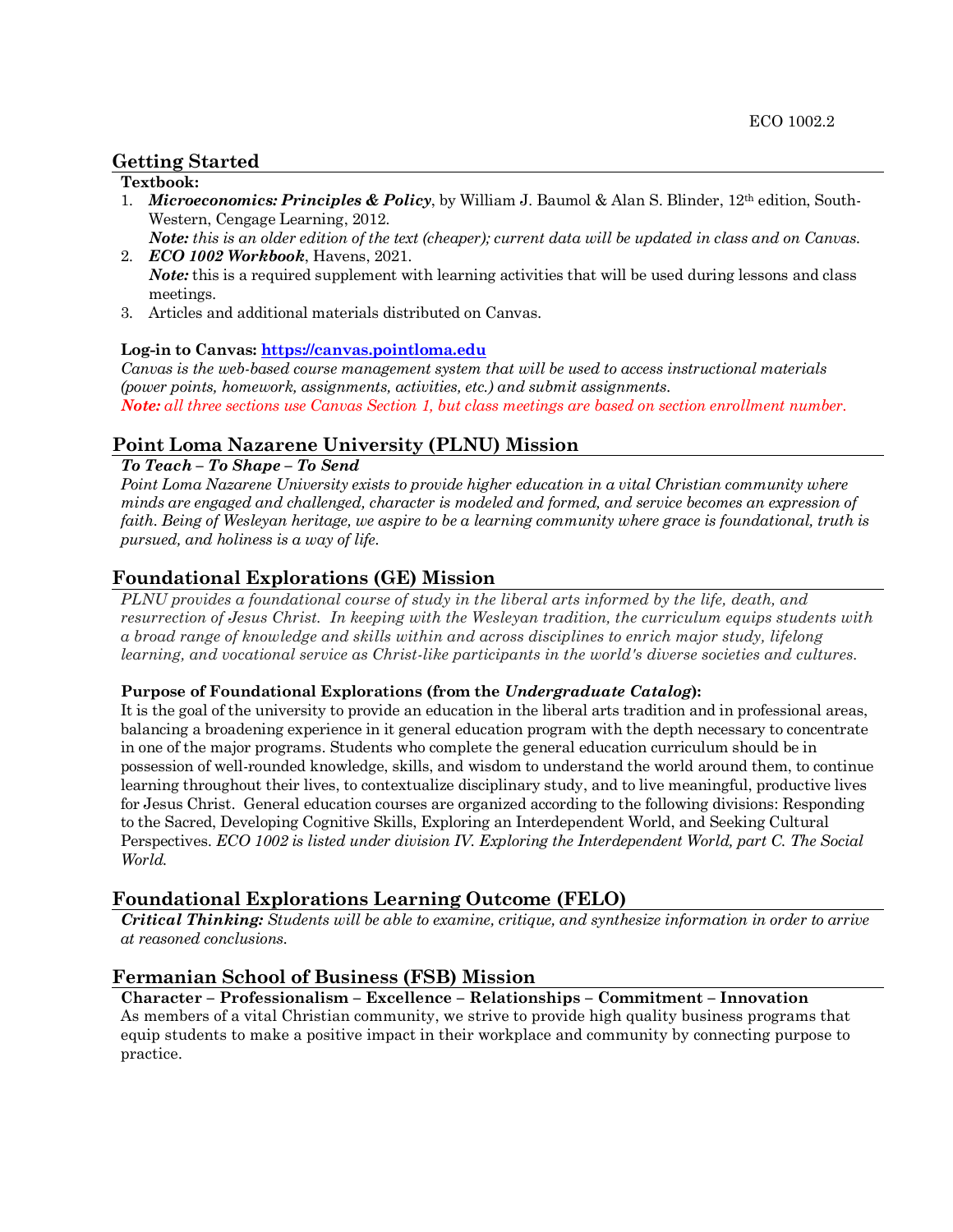## Getting Started

**Textbook:**

1. ***Microeconomics: Principles & Policy***, by William J. Baumol & Alan S. Blinder, 12th edition, South-Western, Cengage Learning, 2012.
   ***Note:*** *this is an older edition of the text (cheaper); current data will be updated in class and on Canvas.*
2. ***ECO 1002 Workbook***, Havens, 2021.
   ***Note:*** this is a required supplement with learning activities that will be used during lessons and class meetings.
3. Articles and additional materials distributed on Canvas.

**Log-in to Canvas: https://canvas.pointloma.edu**

*Canvas is the web-based course management system that will be used to access instructional materials (power points, homework, assignments, activities, etc.) and submit assignments.*

***Note:*** *all three sections use Canvas Section 1, but class meetings are based on section enrollment number.*

## Point Loma Nazarene University (PLNU) Mission

***To Teach – To Shape – To Send***

*Point Loma Nazarene University exists to provide higher education in a vital Christian community where minds are engaged and challenged, character is modeled and formed, and service becomes an expression of faith. Being of Wesleyan heritage, we aspire to be a learning community where grace is foundational, truth is pursued, and holiness is a way of life.*

## Foundational Explorations (GE) Mission

*PLNU provides a foundational course of study in the liberal arts informed by the life, death, and resurrection of Jesus Christ. In keeping with the Wesleyan tradition, the curriculum equips students with a broad range of knowledge and skills within and across disciplines to enrich major study, lifelong learning, and vocational service as Christ-like participants in the world's diverse societies and cultures.*

**Purpose of Foundational Explorations (from the *Undergraduate Catalog*):**

It is the goal of the university to provide an education in the liberal arts tradition and in professional areas, balancing a broadening experience in it general education program with the depth necessary to concentrate in one of the major programs. Students who complete the general education curriculum should be in possession of well-rounded knowledge, skills, and wisdom to understand the world around them, to continue learning throughout their lives, to contextualize disciplinary study, and to live meaningful, productive lives for Jesus Christ. General education courses are organized according to the following divisions: Responding to the Sacred, Developing Cognitive Skills, Exploring an Interdependent World, and Seeking Cultural Perspectives. *ECO 1002 is listed under division IV. Exploring the Interdependent World, part C. The Social World.*

## Foundational Explorations Learning Outcome (FELO)

***Critical Thinking:*** *Students will be able to examine, critique, and synthesize information in order to arrive at reasoned conclusions.*

## Fermanian School of Business (FSB) Mission

**Character – Professionalism – Excellence – Relationships – Commitment – Innovation**

As members of a vital Christian community, we strive to provide high quality business programs that equip students to make a positive impact in their workplace and community by connecting purpose to practice.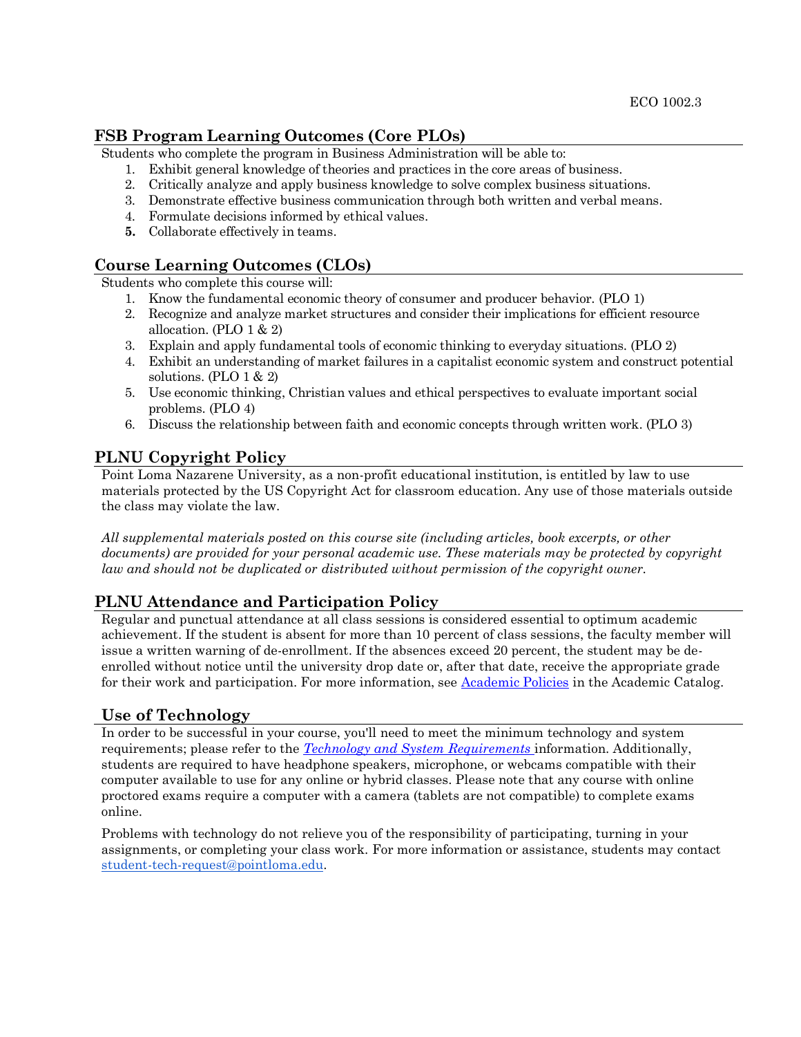## FSB Program Learning Outcomes (Core PLOs)

Students who complete the program in Business Administration will be able to:

1. Exhibit general knowledge of theories and practices in the core areas of business.
2. Critically analyze and apply business knowledge to solve complex business situations.
3. Demonstrate effective business communication through both written and verbal means.
4. Formulate decisions informed by ethical values.
5. Collaborate effectively in teams.

## Course Learning Outcomes (CLOs)

Students who complete this course will:

1. Know the fundamental economic theory of consumer and producer behavior. (PLO 1)
2. Recognize and analyze market structures and consider their implications for efficient resource allocation. (PLO 1 & 2)
3. Explain and apply fundamental tools of economic thinking to everyday situations. (PLO 2)
4. Exhibit an understanding of market failures in a capitalist economic system and construct potential solutions. (PLO 1 & 2)
5. Use economic thinking, Christian values and ethical perspectives to evaluate important social problems. (PLO 4)
6. Discuss the relationship between faith and economic concepts through written work. (PLO 3)

## PLNU Copyright Policy

Point Loma Nazarene University, as a non-profit educational institution, is entitled by law to use materials protected by the US Copyright Act for classroom education. Any use of those materials outside the class may violate the law.

*All supplemental materials posted on this course site (including articles, book excerpts, or other documents) are provided for your personal academic use. These materials may be protected by copyright law and should not be duplicated or distributed without permission of the copyright owner.*

## PLNU Attendance and Participation Policy

Regular and punctual attendance at all class sessions is considered essential to optimum academic achievement. If the student is absent for more than 10 percent of class sessions, the faculty member will issue a written warning of de-enrollment. If the absences exceed 20 percent, the student may be de-enrolled without notice until the university drop date or, after that date, receive the appropriate grade for their work and participation. For more information, see Academic Policies in the Academic Catalog.

## Use of Technology

In order to be successful in your course, you'll need to meet the minimum technology and system requirements; please refer to the *Technology and System Requirements* information. Additionally, students are required to have headphone speakers, microphone, or webcams compatible with their computer available to use for any online or hybrid classes. Please note that any course with online proctored exams require a computer with a camera (tablets are not compatible) to complete exams online.

Problems with technology do not relieve you of the responsibility of participating, turning in your assignments, or completing your class work. For more information or assistance, students may contact student-tech-request@pointloma.edu.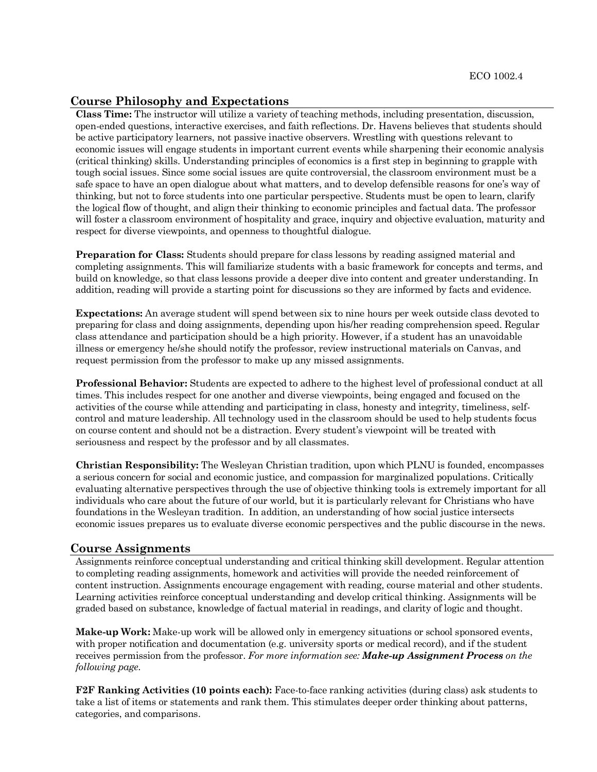## Course Philosophy and Expectations

**Class Time:** The instructor will utilize a variety of teaching methods, including presentation, discussion, open-ended questions, interactive exercises, and faith reflections. Dr. Havens believes that students should be active participatory learners, not passive inactive observers. Wrestling with questions relevant to economic issues will engage students in important current events while sharpening their economic analysis (critical thinking) skills. Understanding principles of economics is a first step in beginning to grapple with tough social issues. Since some social issues are quite controversial, the classroom environment must be a safe space to have an open dialogue about what matters, and to develop defensible reasons for one's way of thinking, but not to force students into one particular perspective. Students must be open to learn, clarify the logical flow of thought, and align their thinking to economic principles and factual data. The professor will foster a classroom environment of hospitality and grace, inquiry and objective evaluation, maturity and respect for diverse viewpoints, and openness to thoughtful dialogue.

**Preparation for Class:** Students should prepare for class lessons by reading assigned material and completing assignments. This will familiarize students with a basic framework for concepts and terms, and build on knowledge, so that class lessons provide a deeper dive into content and greater understanding. In addition, reading will provide a starting point for discussions so they are informed by facts and evidence.

**Expectations:** An average student will spend between six to nine hours per week outside class devoted to preparing for class and doing assignments, depending upon his/her reading comprehension speed. Regular class attendance and participation should be a high priority. However, if a student has an unavoidable illness or emergency he/she should notify the professor, review instructional materials on Canvas, and request permission from the professor to make up any missed assignments.

**Professional Behavior:** Students are expected to adhere to the highest level of professional conduct at all times. This includes respect for one another and diverse viewpoints, being engaged and focused on the activities of the course while attending and participating in class, honesty and integrity, timeliness, self-control and mature leadership. All technology used in the classroom should be used to help students focus on course content and should not be a distraction. Every student's viewpoint will be treated with seriousness and respect by the professor and by all classmates.

**Christian Responsibility:** The Wesleyan Christian tradition, upon which PLNU is founded, encompasses a serious concern for social and economic justice, and compassion for marginalized populations. Critically evaluating alternative perspectives through the use of objective thinking tools is extremely important for all individuals who care about the future of our world, but it is particularly relevant for Christians who have foundations in the Wesleyan tradition. In addition, an understanding of how social justice intersects economic issues prepares us to evaluate diverse economic perspectives and the public discourse in the news.

## Course Assignments

Assignments reinforce conceptual understanding and critical thinking skill development. Regular attention to completing reading assignments, homework and activities will provide the needed reinforcement of content instruction. Assignments encourage engagement with reading, course material and other students. Learning activities reinforce conceptual understanding and develop critical thinking. Assignments will be graded based on substance, knowledge of factual material in readings, and clarity of logic and thought.

**Make-up Work:** Make-up work will be allowed only in emergency situations or school sponsored events, with proper notification and documentation (e.g. university sports or medical record), and if the student receives permission from the professor. *For more information see:* ***Make-up Assignment Process*** *on the following page.*

**F2F Ranking Activities (10 points each):** Face-to-face ranking activities (during class) ask students to take a list of items or statements and rank them. This stimulates deeper order thinking about patterns, categories, and comparisons.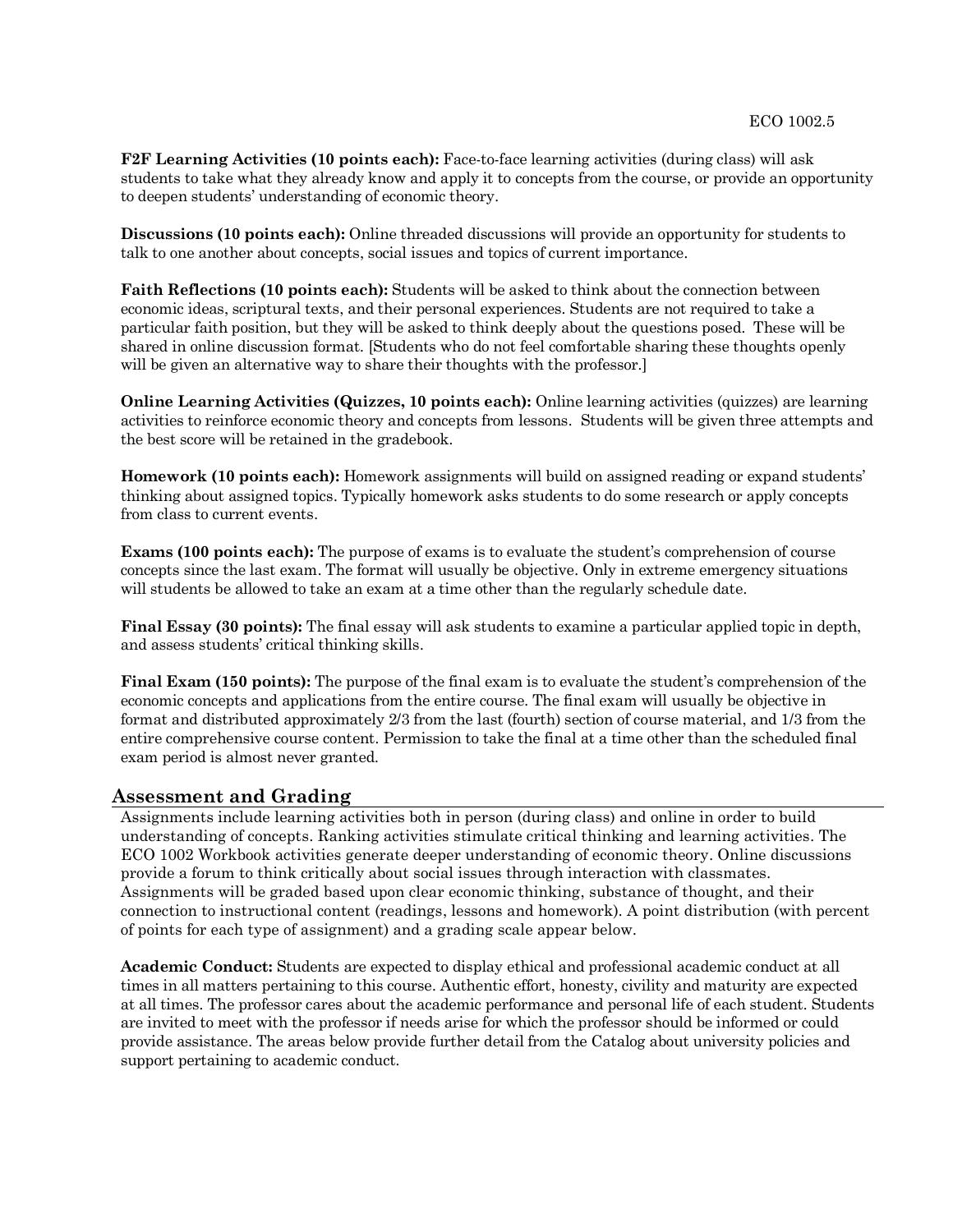**F2F Learning Activities (10 points each):** Face-to-face learning activities (during class) will ask students to take what they already know and apply it to concepts from the course, or provide an opportunity to deepen students' understanding of economic theory.

**Discussions (10 points each):** Online threaded discussions will provide an opportunity for students to talk to one another about concepts, social issues and topics of current importance.

**Faith Reflections (10 points each):** Students will be asked to think about the connection between economic ideas, scriptural texts, and their personal experiences. Students are not required to take a particular faith position, but they will be asked to think deeply about the questions posed. These will be shared in online discussion format. [Students who do not feel comfortable sharing these thoughts openly will be given an alternative way to share their thoughts with the professor.]

**Online Learning Activities (Quizzes, 10 points each):** Online learning activities (quizzes) are learning activities to reinforce economic theory and concepts from lessons. Students will be given three attempts and the best score will be retained in the gradebook.

**Homework (10 points each):** Homework assignments will build on assigned reading or expand students' thinking about assigned topics. Typically homework asks students to do some research or apply concepts from class to current events.

**Exams (100 points each):** The purpose of exams is to evaluate the student's comprehension of course concepts since the last exam. The format will usually be objective. Only in extreme emergency situations will students be allowed to take an exam at a time other than the regularly schedule date.

**Final Essay (30 points):** The final essay will ask students to examine a particular applied topic in depth, and assess students' critical thinking skills.

**Final Exam (150 points):** The purpose of the final exam is to evaluate the student's comprehension of the economic concepts and applications from the entire course. The final exam will usually be objective in format and distributed approximately 2/3 from the last (fourth) section of course material, and 1/3 from the entire comprehensive course content. Permission to take the final at a time other than the scheduled final exam period is almost never granted.

## Assessment and Grading

Assignments include learning activities both in person (during class) and online in order to build understanding of concepts. Ranking activities stimulate critical thinking and learning activities. The ECO 1002 Workbook activities generate deeper understanding of economic theory. Online discussions provide a forum to think critically about social issues through interaction with classmates. Assignments will be graded based upon clear economic thinking, substance of thought, and their connection to instructional content (readings, lessons and homework). A point distribution (with percent of points for each type of assignment) and a grading scale appear below.

**Academic Conduct:** Students are expected to display ethical and professional academic conduct at all times in all matters pertaining to this course. Authentic effort, honesty, civility and maturity are expected at all times. The professor cares about the academic performance and personal life of each student. Students are invited to meet with the professor if needs arise for which the professor should be informed or could provide assistance. The areas below provide further detail from the Catalog about university policies and support pertaining to academic conduct.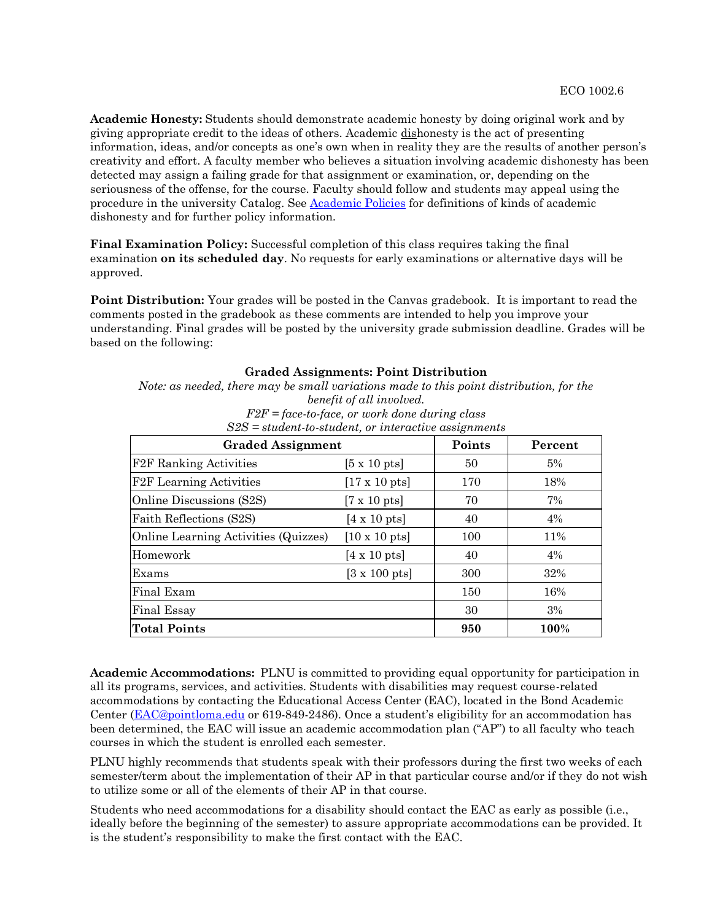**Academic Honesty:** Students should demonstrate academic honesty by doing original work and by giving appropriate credit to the ideas of others. Academic dishonesty is the act of presenting information, ideas, and/or concepts as one's own when in reality they are the results of another person's creativity and effort. A faculty member who believes a situation involving academic dishonesty has been detected may assign a failing grade for that assignment or examination, or, depending on the seriousness of the offense, for the course. Faculty should follow and students may appeal using the procedure in the university Catalog. See Academic Policies for definitions of kinds of academic dishonesty and for further policy information.

**Final Examination Policy:** Successful completion of this class requires taking the final examination **on its scheduled day**. No requests for early examinations or alternative days will be approved.

**Point Distribution:** Your grades will be posted in the Canvas gradebook. It is important to read the comments posted in the gradebook as these comments are intended to help you improve your understanding. Final grades will be posted by the university grade submission deadline. Grades will be based on the following:

**Graded Assignments: Point Distribution**

*Note: as needed, there may be small variations made to this point distribution, for the benefit of all involved.*

*F2F = face-to-face, or work done during class*

*S2S = student-to-student, or interactive assignments*

| Graded Assignment | | Points | Percent |
|---|---|---|---|
| F2F Ranking Activities | [5 x 10 pts] | 50 | 5% |
| F2F Learning Activities | [17 x 10 pts] | 170 | 18% |
| Online Discussions (S2S) | [7 x 10 pts] | 70 | 7% |
| Faith Reflections (S2S) | [4 x 10 pts] | 40 | 4% |
| Online Learning Activities (Quizzes) | [10 x 10 pts] | 100 | 11% |
| Homework | [4 x 10 pts] | 40 | 4% |
| Exams | [3 x 100 pts] | 300 | 32% |
| Final Exam | | 150 | 16% |
| Final Essay | | 30 | 3% |
| **Total Points** | | **950** | **100%** |

**Academic Accommodations:** PLNU is committed to providing equal opportunity for participation in all its programs, services, and activities. Students with disabilities may request course-related accommodations by contacting the Educational Access Center (EAC), located in the Bond Academic Center (EAC@pointloma.edu or 619-849-2486). Once a student's eligibility for an accommodation has been determined, the EAC will issue an academic accommodation plan ("AP") to all faculty who teach courses in which the student is enrolled each semester.

PLNU highly recommends that students speak with their professors during the first two weeks of each semester/term about the implementation of their AP in that particular course and/or if they do not wish to utilize some or all of the elements of their AP in that course.

Students who need accommodations for a disability should contact the EAC as early as possible (i.e., ideally before the beginning of the semester) to assure appropriate accommodations can be provided. It is the student's responsibility to make the first contact with the EAC.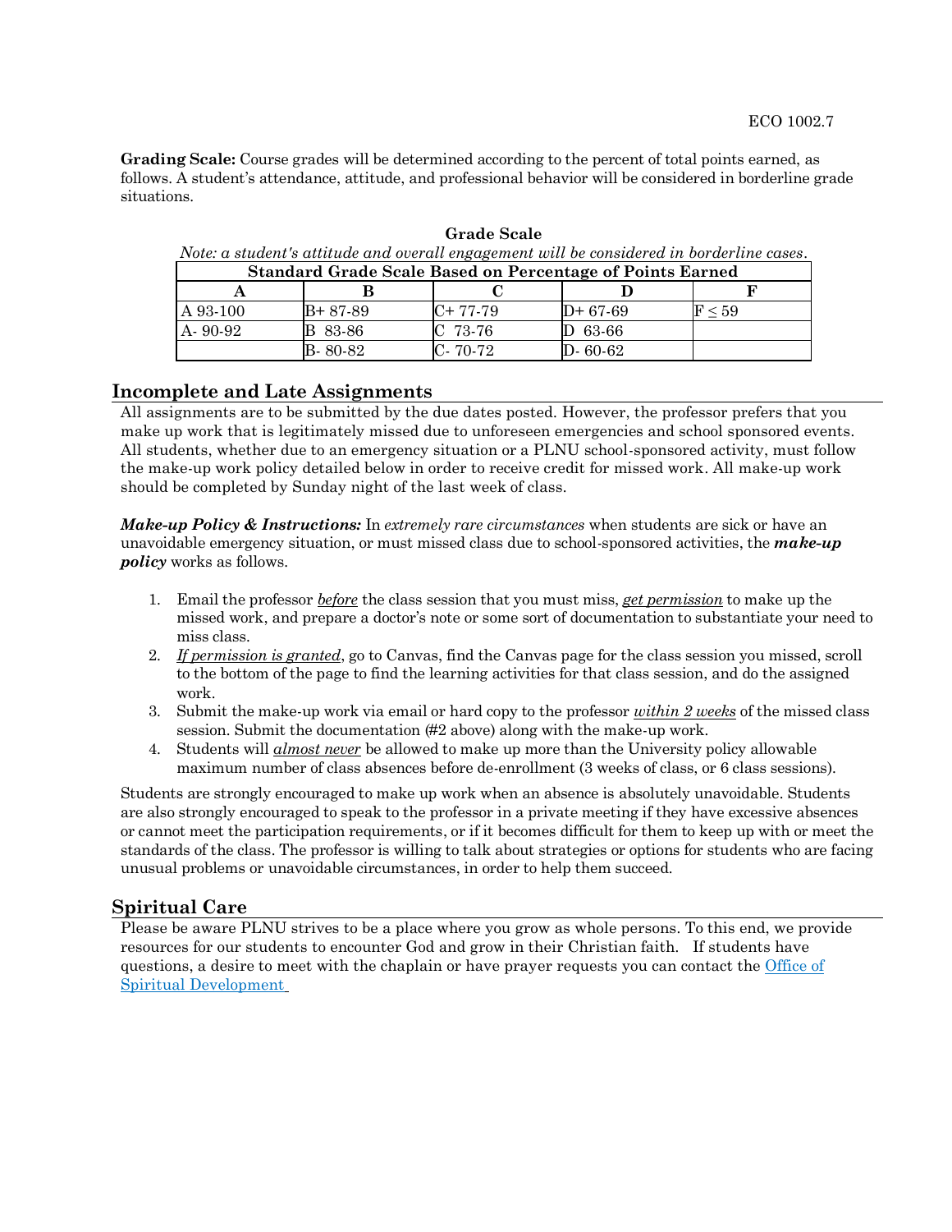**Grading Scale:** Course grades will be determined according to the percent of total points earned, as follows. A student's attendance, attitude, and professional behavior will be considered in borderline grade situations.

**Grade Scale**

*Note: a student's attitude and overall engagement will be considered in borderline cases.*

| Standard Grade Scale Based on Percentage of Points Earned | | | | |
|---|---|---|---|---|
| **A** | **B** | **C** | **D** | **F** |
| A 93-100 | B+ 87-89 | C+ 77-79 | D+ 67-69 | F ≤ 59 |
| A- 90-92 | B 83-86 | C 73-76 | D 63-66 | |
| | B- 80-82 | C- 70-72 | D- 60-62 | |

## Incomplete and Late Assignments

All assignments are to be submitted by the due dates posted. However, the professor prefers that you make up work that is legitimately missed due to unforeseen emergencies and school sponsored events. All students, whether due to an emergency situation or a PLNU school-sponsored activity, must follow the make-up work policy detailed below in order to receive credit for missed work. All make-up work should be completed by Sunday night of the last week of class.

***Make-up Policy & Instructions:*** In *extremely rare circumstances* when students are sick or have an unavoidable emergency situation, or must missed class due to school-sponsored activities, the ***make-up policy*** works as follows.

1. Email the professor *before* the class session that you must miss, *get permission* to make up the missed work, and prepare a doctor's note or some sort of documentation to substantiate your need to miss class.
2. *If permission is granted*, go to Canvas, find the Canvas page for the class session you missed, scroll to the bottom of the page to find the learning activities for that class session, and do the assigned work.
3. Submit the make-up work via email or hard copy to the professor *within 2 weeks* of the missed class session. Submit the documentation (#2 above) along with the make-up work.
4. Students will ***almost never*** be allowed to make up more than the University policy allowable maximum number of class absences before de-enrollment (3 weeks of class, or 6 class sessions).

Students are strongly encouraged to make up work when an absence is absolutely unavoidable. Students are also strongly encouraged to speak to the professor in a private meeting if they have excessive absences or cannot meet the participation requirements, or if it becomes difficult for them to keep up with or meet the standards of the class. The professor is willing to talk about strategies or options for students who are facing unusual problems or unavoidable circumstances, in order to help them succeed.

## Spiritual Care

Please be aware PLNU strives to be a place where you grow as whole persons. To this end, we provide resources for our students to encounter God and grow in their Christian faith. If students have questions, a desire to meet with the chaplain or have prayer requests you can contact the [Office of Spiritual Development](#)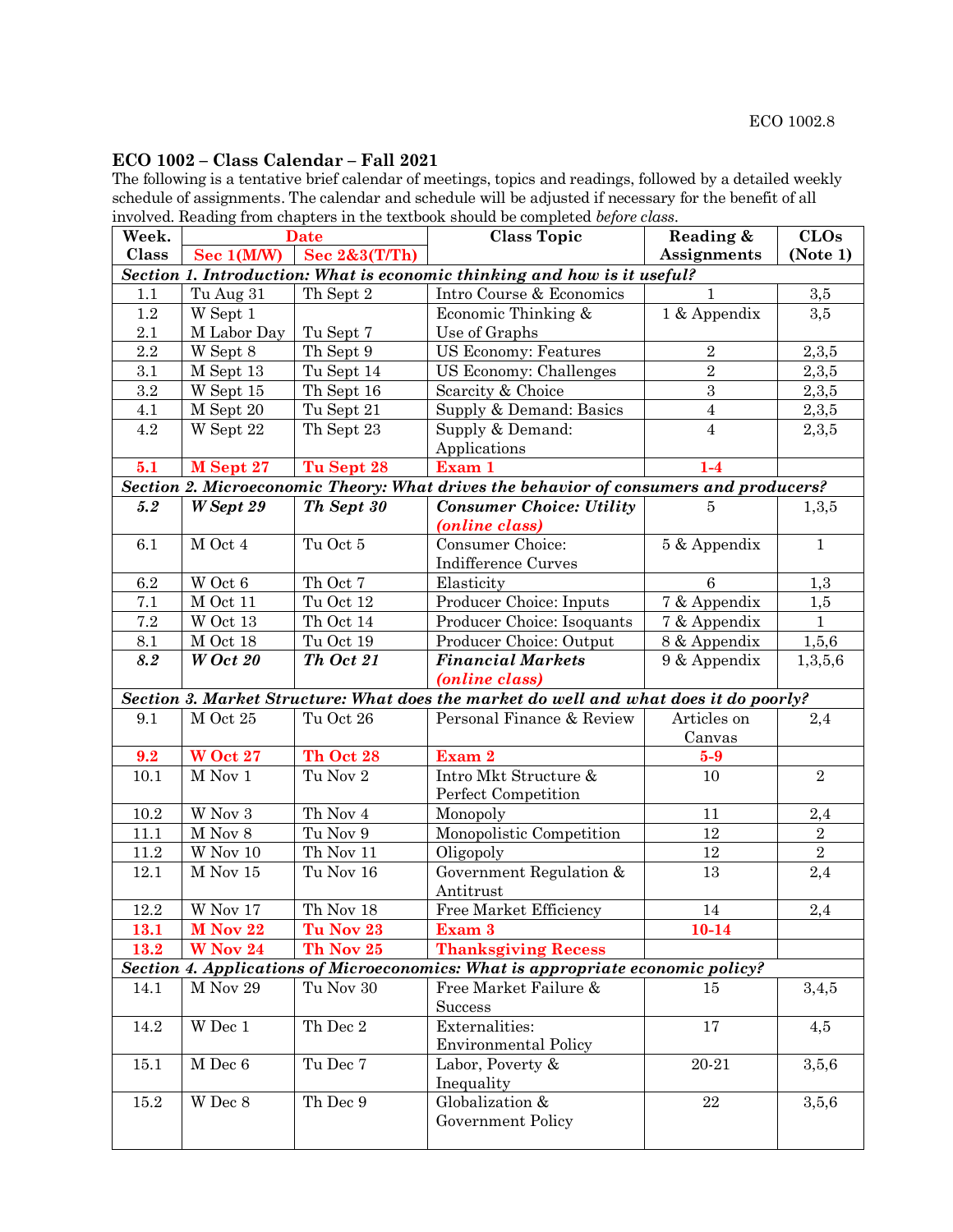## ECO 1002 – Class Calendar – Fall 2021

The following is a tentative brief calendar of meetings, topics and readings, followed by a detailed weekly schedule of assignments. The calendar and schedule will be adjusted if necessary for the benefit of all involved. Reading from chapters in the textbook should be completed *before class*.

| Week. Class | Date | | Class Topic | Reading & Assignments | CLOs (Note 1) |
|---|---|---|---|---|---|
| | **Sec 1(M/W)** | **Sec 2&3(T/Th)** | | | |
| ***Section 1. Introduction: What is economic thinking and how is it useful?*** | | | | | |
| 1.1 | Tu Aug 31 | Th Sept 2 | Intro Course & Economics | 1 | 3,5 |
| 1.2<br>2.1 | W Sept 1<br>M Labor Day | Tu Sept 7 | Economic Thinking & Use of Graphs | 1 & Appendix | 3,5 |
| 2.2 | W Sept 8 | Th Sept 9 | US Economy: Features | 2 | 2,3,5 |
| 3.1 | M Sept 13 | Tu Sept 14 | US Economy: Challenges | 2 | 2,3,5 |
| 3.2 | W Sept 15 | Th Sept 16 | Scarcity & Choice | 3 | 2,3,5 |
| 4.1 | M Sept 20 | Tu Sept 21 | Supply & Demand: Basics | 4 | 2,3,5 |
| 4.2 | W Sept 22 | Th Sept 23 | Supply & Demand: Applications | 4 | 2,3,5 |
| **5.1** | **M Sept 27** | **Tu Sept 28** | **Exam 1** | **1-4** | |
| ***Section 2. Microeconomic Theory: What drives the behavior of consumers and producers?*** | | | | | |
| ***5.2*** | ***W Sept 29*** | ***Th Sept 30*** | ***Consumer Choice: Utility (online class)*** | 5 | 1,3,5 |
| 6.1 | M Oct 4 | Tu Oct 5 | Consumer Choice: Indifference Curves | 5 & Appendix | 1 |
| 6.2 | W Oct 6 | Th Oct 7 | Elasticity | 6 | 1,3 |
| 7.1 | M Oct 11 | Tu Oct 12 | Producer Choice: Inputs | 7 & Appendix | 1,5 |
| 7.2 | W Oct 13 | Th Oct 14 | Producer Choice: Isoquants | 7 & Appendix | 1 |
| 8.1 | M Oct 18 | Tu Oct 19 | Producer Choice: Output | 8 & Appendix | 1,5,6 |
| ***8.2*** | ***W Oct 20*** | ***Th Oct 21*** | ***Financial Markets (online class)*** | 9 & Appendix | 1,3,5,6 |
| ***Section 3. Market Structure: What does the market do well and what does it do poorly?*** | | | | | |
| 9.1 | M Oct 25 | Tu Oct 26 | Personal Finance & Review | Articles on Canvas | 2,4 |
| **9.2** | **W Oct 27** | **Th Oct 28** | **Exam 2** | **5-9** | |
| 10.1 | M Nov 1 | Tu Nov 2 | Intro Mkt Structure & Perfect Competition | 10 | 2 |
| 10.2 | W Nov 3 | Th Nov 4 | Monopoly | 11 | 2,4 |
| 11.1 | M Nov 8 | Tu Nov 9 | Monopolistic Competition | 12 | 2 |
| 11.2 | W Nov 10 | Th Nov 11 | Oligopoly | 12 | 2 |
| 12.1 | M Nov 15 | Tu Nov 16 | Government Regulation & Antitrust | 13 | 2,4 |
| 12.2 | W Nov 17 | Th Nov 18 | Free Market Efficiency | 14 | 2,4 |
| **13.1** | **M Nov 22** | **Tu Nov 23** | **Exam 3** | **10-14** | |
| **13.2** | **W Nov 24** | **Th Nov 25** | **Thanksgiving Recess** | | |
| ***Section 4. Applications of Microeconomics: What is appropriate economic policy?*** | | | | | |
| 14.1 | M Nov 29 | Tu Nov 30 | Free Market Failure & Success | 15 | 3,4,5 |
| 14.2 | W Dec 1 | Th Dec 2 | Externalities: Environmental Policy | 17 | 4,5 |
| 15.1 | M Dec 6 | Tu Dec 7 | Labor, Poverty & Inequality | 20-21 | 3,5,6 |
| 15.2 | W Dec 8 | Th Dec 9 | Globalization & Government Policy | 22 | 3,5,6 |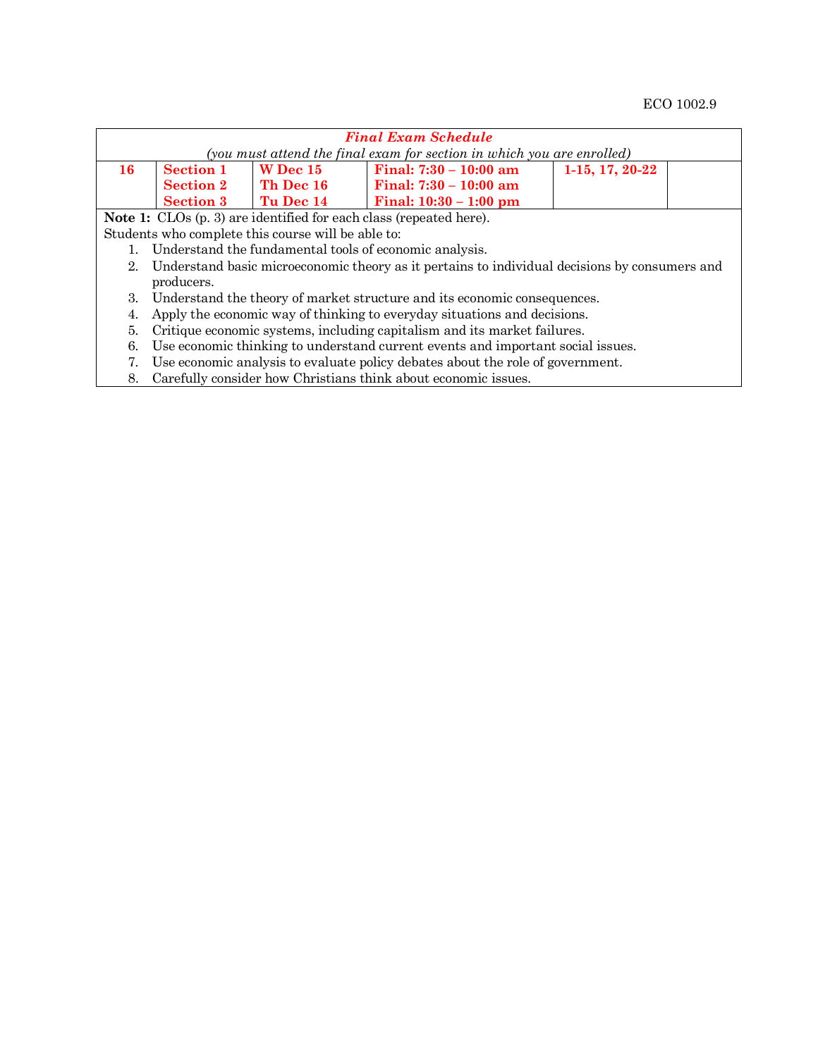| ***Final Exam Schedule*** *(you must attend the final exam for section in which you are enrolled)* | | | | | |
|---|---|---|---|---|---|
| **16** | **Section 1**<br>**Section 2**<br>**Section 3** | **W Dec 15**<br>**Th Dec 16**<br>**Tu Dec 14** | **Final: 7:30 – 10:00 am**<br>**Final: 7:30 – 10:00 am**<br>**Final: 10:30 – 1:00 pm** | **1-15, 17, 20-22** | |

**Note 1:** CLOs (p. 3) are identified for each class (repeated here).

Students who complete this course will be able to:

1. Understand the fundamental tools of economic analysis.
2. Understand basic microeconomic theory as it pertains to individual decisions by consumers and producers.
3. Understand the theory of market structure and its economic consequences.
4. Apply the economic way of thinking to everyday situations and decisions.
5. Critique economic systems, including capitalism and its market failures.
6. Use economic thinking to understand current events and important social issues.
7. Use economic analysis to evaluate policy debates about the role of government.
8. Carefully consider how Christians think about economic issues.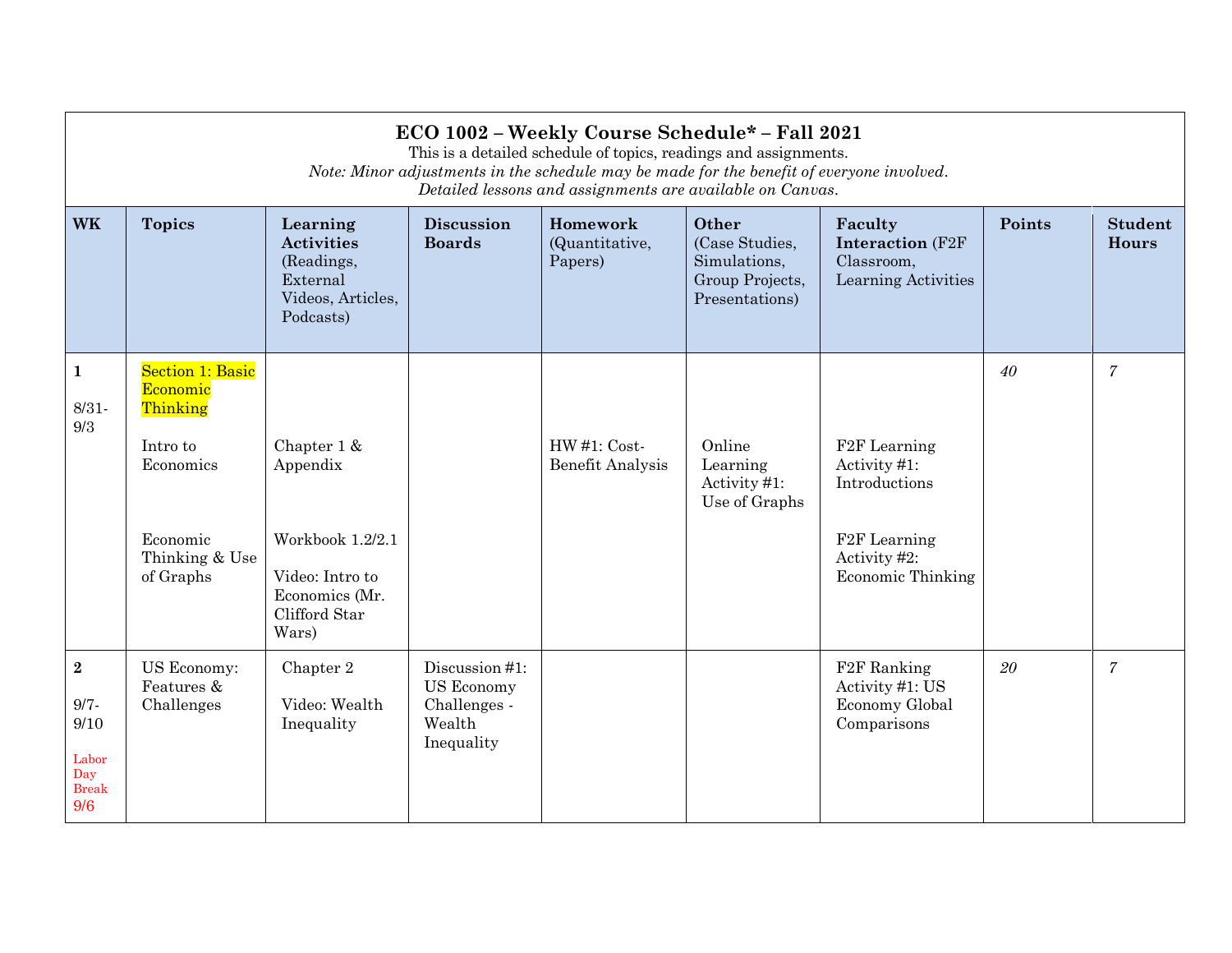**ECO 1002 – Weekly Course Schedule* – Fall 2021**

This is a detailed schedule of topics, readings and assignments.

*Note: Minor adjustments in the schedule may be made for the benefit of everyone involved.*

*Detailed lessons and assignments are available on Canvas.*

| WK | Topics | Learning Activities (Readings, External Videos, Articles, Podcasts) | Discussion Boards | Homework (Quantitative, Papers) | Other (Case Studies, Simulations, Group Projects, Presentations) | Faculty Interaction (F2F Classroom, Learning Activities | Points | Student Hours |
|---|---|---|---|---|---|---|---|---|
| **1** 8/31-9/3 | Section 1: Basic Economic Thinking<br><br>Intro to Economics<br><br>Economic Thinking & Use of Graphs | Chapter 1 & Appendix<br><br>Workbook 1.2/2.1<br><br>Video: Intro to Economics (Mr. Clifford Star Wars) | | HW #1: Cost-Benefit Analysis | Online Learning Activity #1: Use of Graphs | F2F Learning Activity #1: Introductions<br><br>F2F Learning Activity #2: Economic Thinking | *40* | *7* |
| **2** 9/7-9/10 Labor Day Break 9/6 | US Economy: Features & Challenges | Chapter 2<br><br>Video: Wealth Inequality | Discussion #1: US Economy Challenges - Wealth Inequality | | | F2F Ranking Activity #1: US Economy Global Comparisons | *20* | *7* |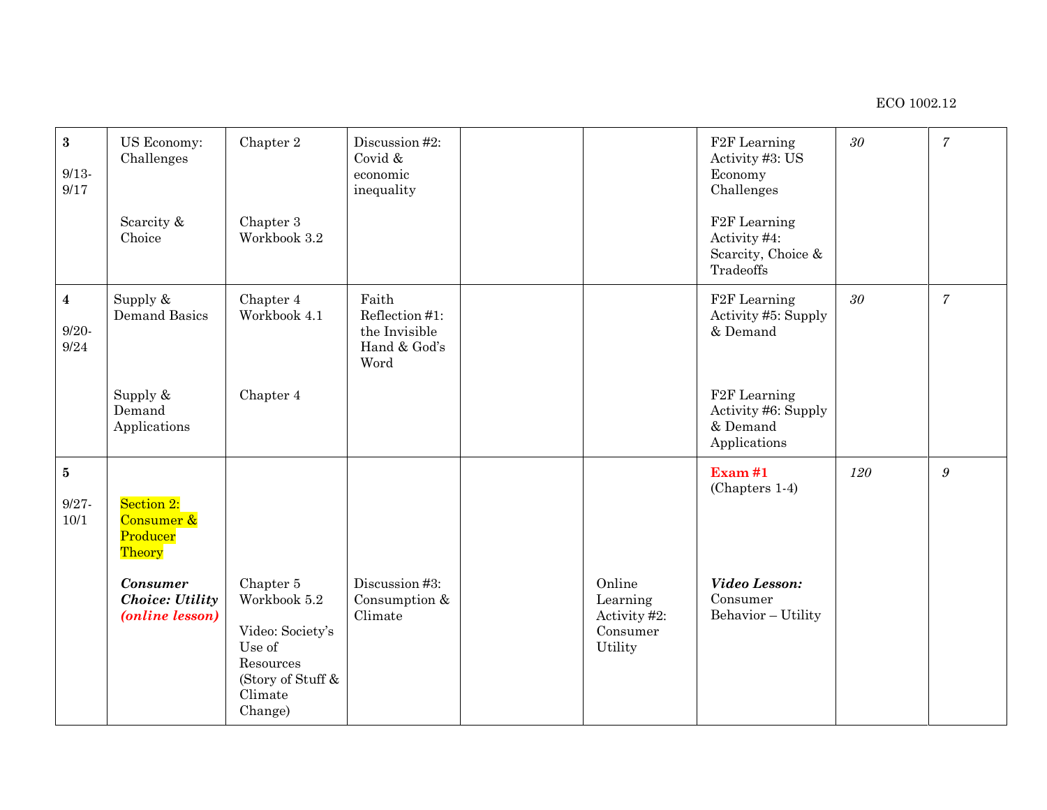| | | | | | | | | |
|---|---|---|---|---|---|---|---|---|
| **3**<br><br>9/13-9/17 | US Economy: Challenges<br><br>Scarcity & Choice | Chapter 2<br><br>Chapter 3 Workbook 3.2 | Discussion #2: Covid & economic inequality | | | F2F Learning Activity #3: US Economy Challenges<br><br>F2F Learning Activity #4: Scarcity, Choice & Tradeoffs | *30* | *7* |
| **4**<br><br>9/20-9/24 | Supply & Demand Basics<br><br>Supply & Demand Applications | Chapter 4 Workbook 4.1<br><br>Chapter 4 | Faith Reflection #1: the Invisible Hand & God's Word | | | F2F Learning Activity #5: Supply & Demand<br><br>F2F Learning Activity #6: Supply & Demand Applications | *30* | *7* |
| **5**<br><br>9/27-10/1 | Section 2: Consumer & Producer Theory<br><br>***Consumer Choice: Utility (online lesson)*** | Chapter 5 Workbook 5.2<br><br>Video: Society's Use of Resources (Story of Stuff & Climate Change) | Discussion #3: Consumption & Climate | | Online Learning Activity #2: Consumer Utility | **Exam #1** (Chapters 1-4)<br><br>***Video Lesson:*** Consumer Behavior – Utility | *120* | *9* |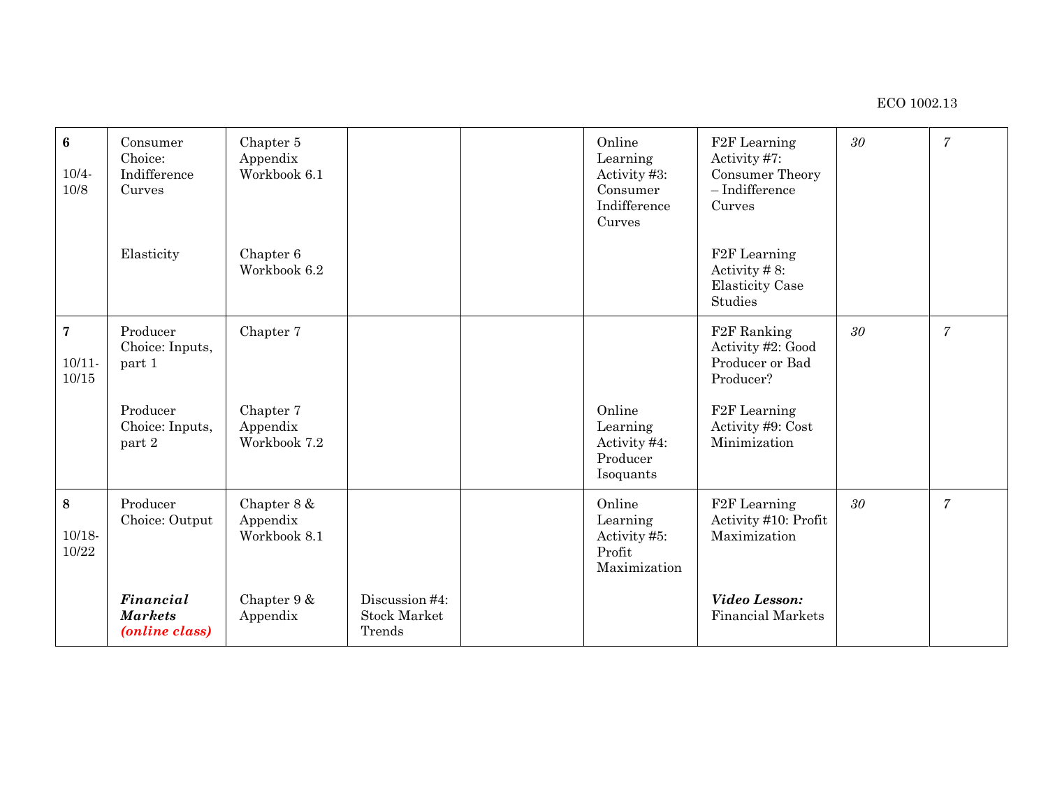| **6**<br><br>10/4-10/8 | Consumer Choice: Indifference Curves<br><br>Elasticity | Chapter 5 Appendix Workbook 6.1<br><br>Chapter 6 Workbook 6.2 | | | Online Learning Activity #3: Consumer Indifference Curves | F2F Learning Activity #7: Consumer Theory – Indifference Curves<br><br>F2F Learning Activity # 8: Elasticity Case Studies | *30* | *7* |
|---|---|---|---|---|---|---|---|---|
| **7**<br><br>10/11-10/15 | Producer Choice: Inputs, part 1<br><br>Producer Choice: Inputs, part 2 | Chapter 7<br><br>Chapter 7 Appendix Workbook 7.2 | | | Online Learning Activity #4: Producer Isoquants | F2F Ranking Activity #2: Good Producer or Bad Producer?<br><br>F2F Learning Activity #9: Cost Minimization | *30* | *7* |
| **8**<br><br>10/18-10/22 | Producer Choice: Output<br><br>***Financial Markets (online class)*** | Chapter 8 & Appendix Workbook 8.1<br><br>Chapter 9 & Appendix | Discussion #4: Stock Market Trends | | Online Learning Activity #5: Profit Maximization | F2F Learning Activity #10: Profit Maximization<br><br>***Video Lesson:*** Financial Markets | *30* | *7* |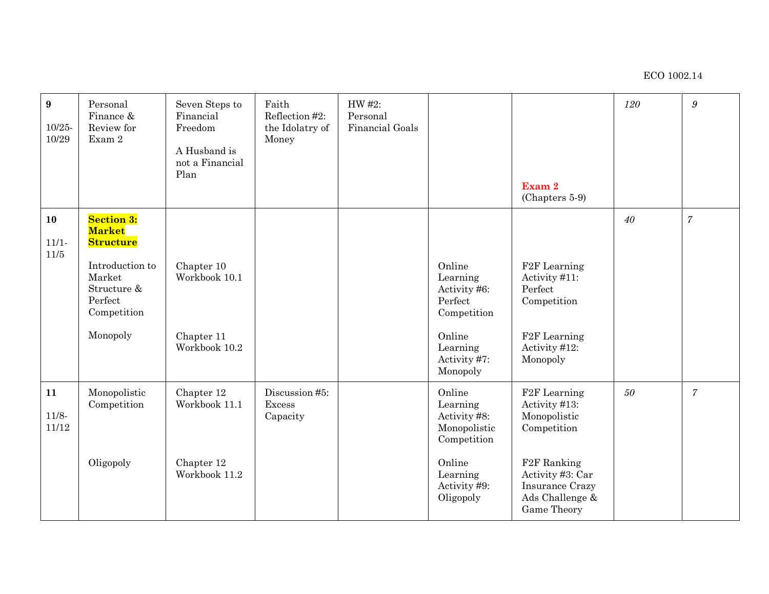| | | | | | | | | |
|---|---|---|---|---|---|---|---|---|
| **9**<br><br>10/25-10/29 | Personal Finance & Review for Exam 2 | Seven Steps to Financial Freedom<br><br>A Husband is not a Financial Plan | Faith Reflection #2: the Idolatry of Money | HW #2: Personal Financial Goals | | **Exam 2**<br>(Chapters 5-9) | *120* | *9* |
| **10**<br><br>11/1-11/5 | **Section 3: Market Structure**<br><br>Introduction to Market Structure & Perfect Competition<br><br>Monopoly | Chapter 10 Workbook 10.1<br><br>Chapter 11 Workbook 10.2 | | | Online Learning Activity #6: Perfect Competition<br><br>Online Learning Activity #7: Monopoly | F2F Learning Activity #11: Perfect Competition<br><br>F2F Learning Activity #12: Monopoly | *40* | *7* |
| **11**<br><br>11/8-11/12 | Monopolistic Competition<br><br>Oligopoly | Chapter 12 Workbook 11.1<br><br>Chapter 12 Workbook 11.2 | Discussion #5: Excess Capacity | | Online Learning Activity #8: Monopolistic Competition<br><br>Online Learning Activity #9: Oligopoly | F2F Learning Activity #13: Monopolistic Competition<br><br>F2F Ranking Activity #3: Car Insurance Crazy Ads Challenge & Game Theory | *50* | *7* |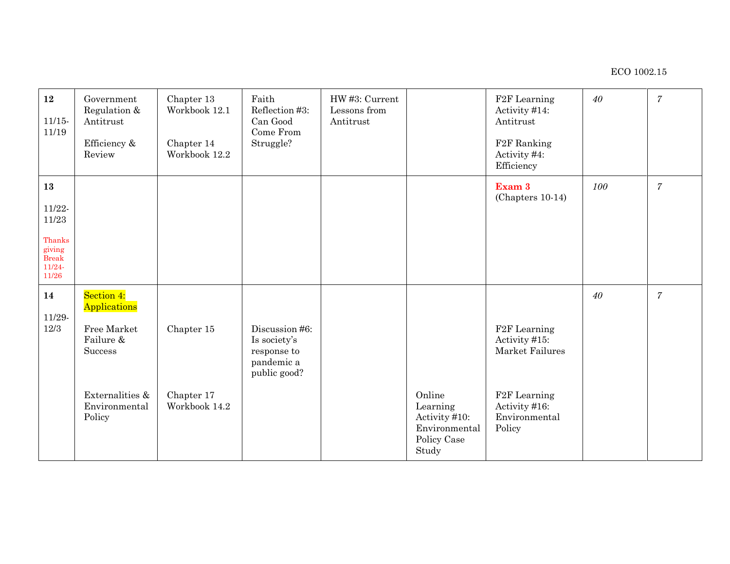| | | | | | | | | |
|---|---|---|---|---|---|---|---|---|
| **12**<br><br>11/15-11/19 | Government Regulation & Antitrust<br><br>Efficiency & Review | Chapter 13 Workbook 12.1<br><br>Chapter 14 Workbook 12.2 | Faith Reflection #3: Can Good Come From Struggle? | HW #3: Current Lessons from Antitrust | | F2F Learning Activity #14: Antitrust<br><br>F2F Ranking Activity #4: Efficiency | *40* | *7* |
| **13**<br><br>11/22-11/23<br><br>Thanksgiving Break 11/24-11/26 | | | | | | **Exam 3** (Chapters 10-14) | *100* | *7* |
| **14**<br><br>11/29-12/3 | Section 4: Applications<br><br>Free Market Failure & Success<br><br>Externalities & Environmental Policy | Chapter 15<br><br>Chapter 17 Workbook 14.2 | Discussion #6: Is society's response to pandemic a public good? | | Online Learning Activity #10: Environmental Policy Case Study | F2F Learning Activity #15: Market Failures<br><br>F2F Learning Activity #16: Environmental Policy | *40* | *7* |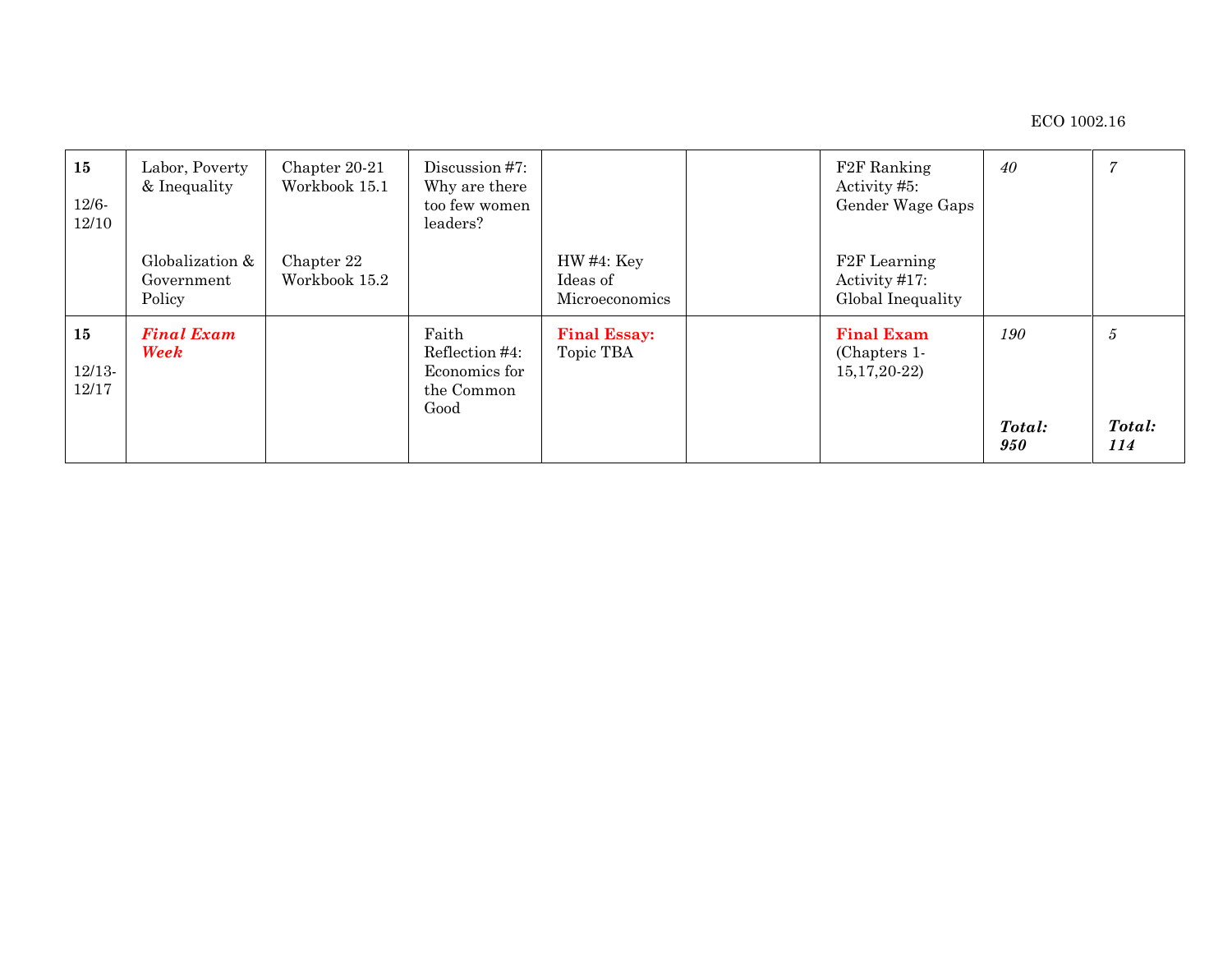| | | | | | | | | |
|---|---|---|---|---|---|---|---|---|
| **15** 12/6-12/10 | Labor, Poverty & Inequality | Chapter 20-21 Workbook 15.1 | Discussion #7: Why are there too few women leaders? | | | F2F Ranking Activity #5: Gender Wage Gaps | *40* | *7* |
| | Globalization & Government Policy | Chapter 22 Workbook 15.2 | | HW #4: Key Ideas of Microeconomics | | F2F Learning Activity #17: Global Inequality | | |
| **15** 12/13-12/17 | ***Final Exam Week*** | | Faith Reflection #4: Economics for the Common Good | **Final Essay:** Topic TBA | | **Final Exam** (Chapters 1-15,17,20-22) | *190* ***Total: 950*** | *5* ***Total: 114*** |